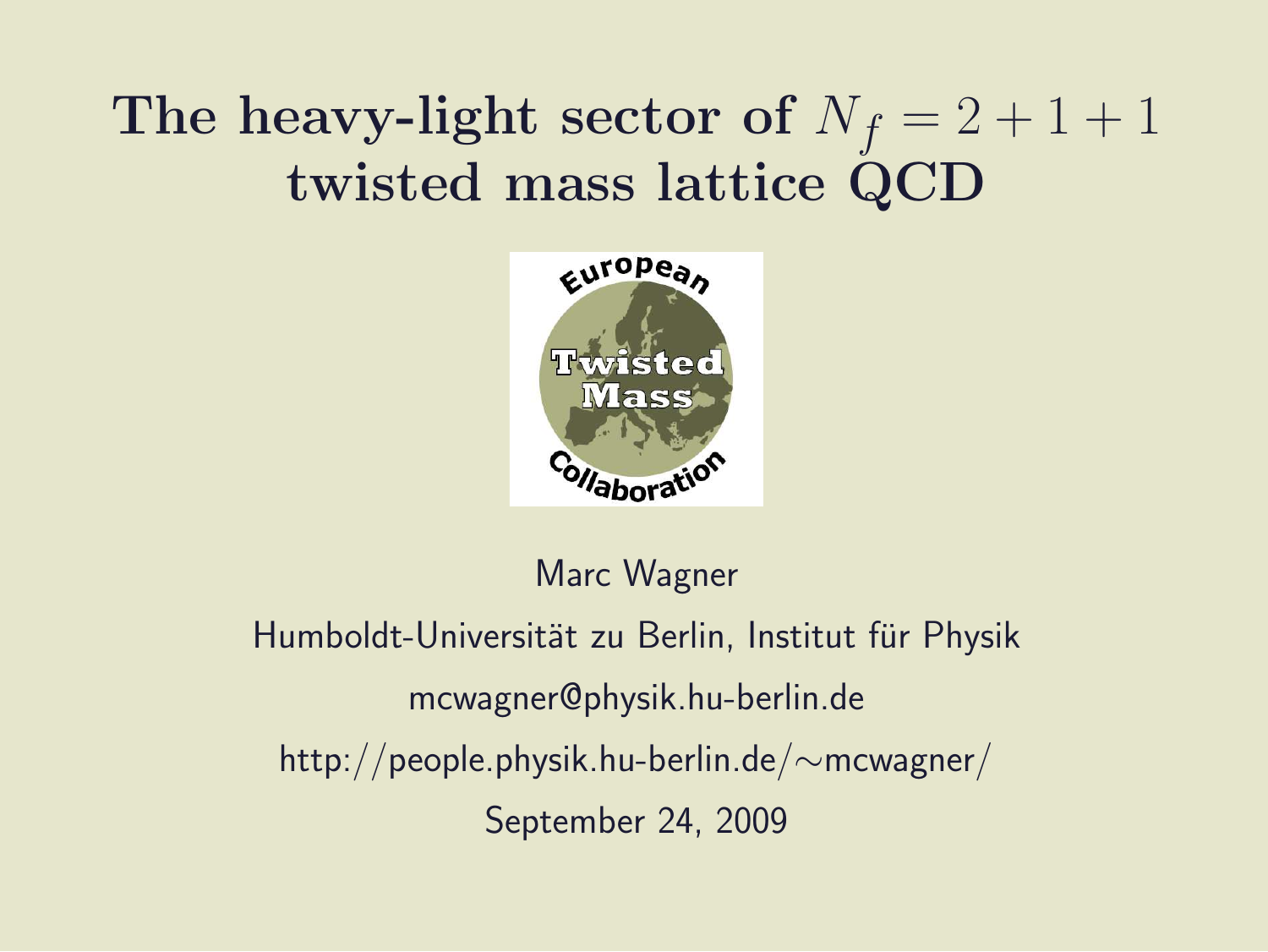# The heavy-light sector of $N_f = 2 + 1 + 1$ twisted mass lattice QCD

Marc Wagner

Humboldt-Universität zu Berlin, Institut für Physik

mcwagner@physik.hu-berlin.de

http://people.physik.hu-berlin.de/∼mcwagner/

September 24, 2009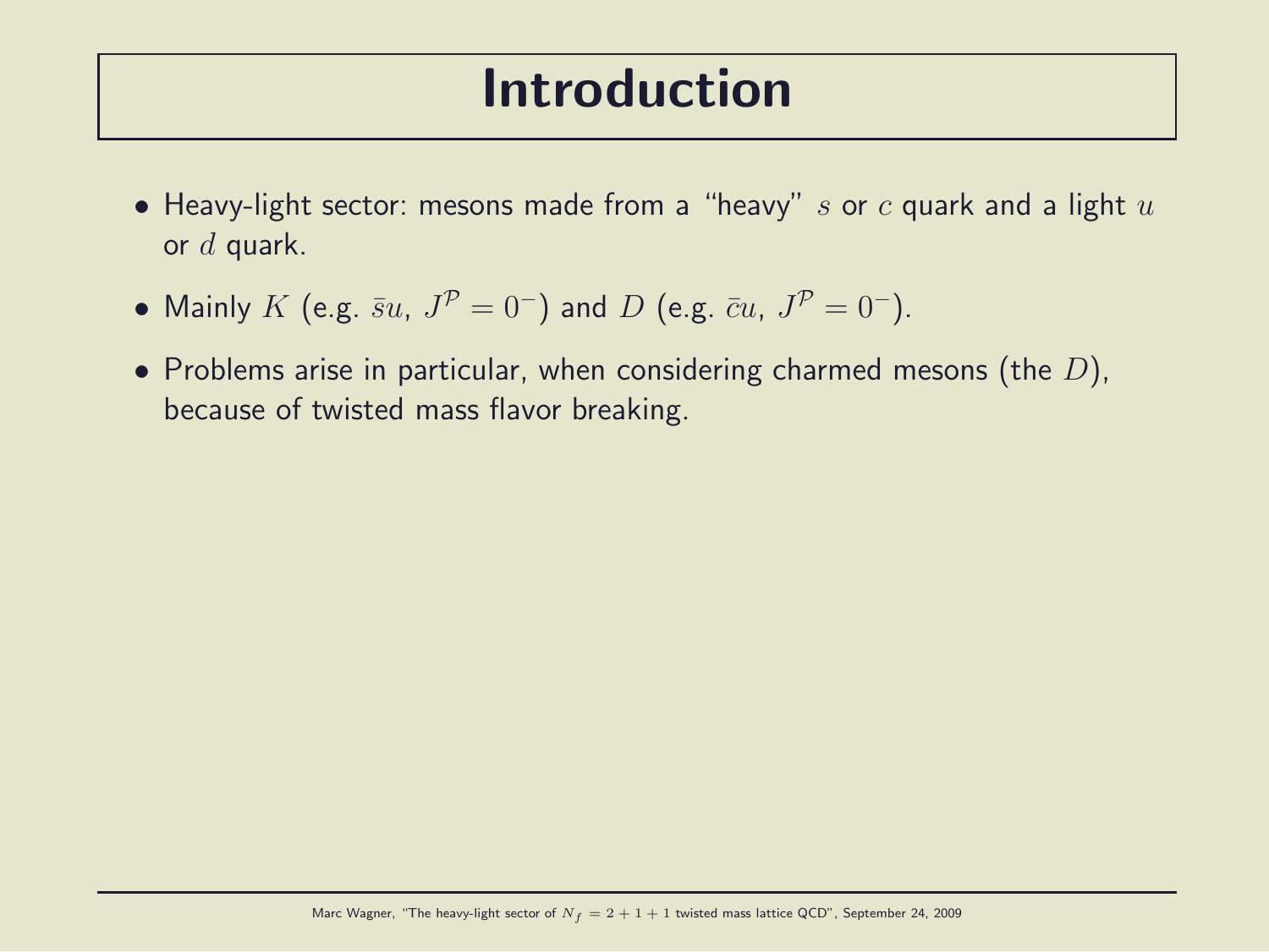# Introduction

- Heavy-light sector: mesons made from a "heavy" $s$ or $c$ quark and a light $u$ or $d$ quark.
- Mainly $K$ (e.g. $\bar{s}u$, $J^{\mathcal{P}} = 0^-$) and $D$ (e.g. $\bar{c}u$, $J^{\mathcal{P}} = 0^-$).
- Problems arise in particular, when considering charmed mesons (the $D$), because of twisted mass flavor breaking.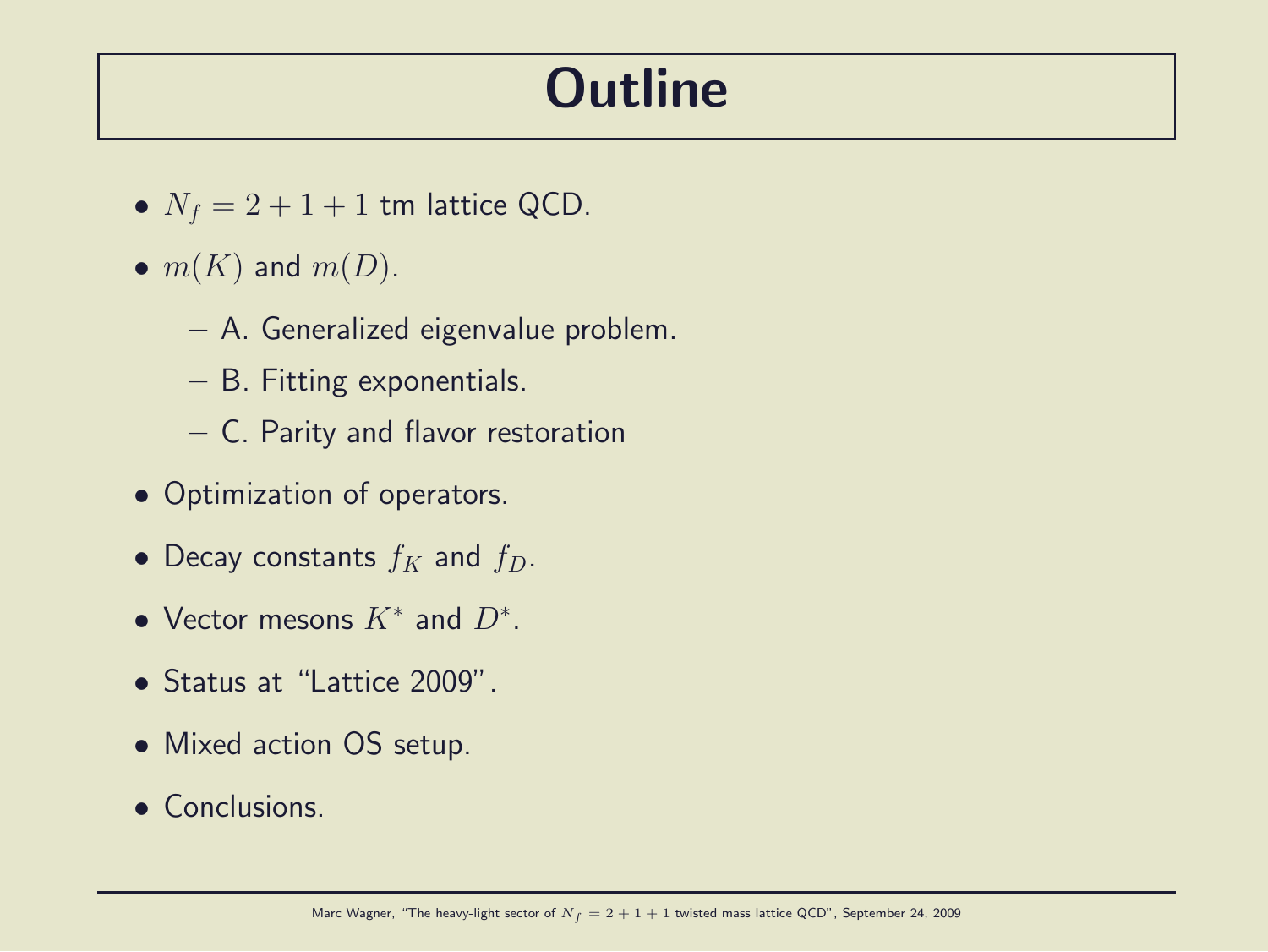# Outline

- $N_f = 2 + 1 + 1$ tm lattice QCD.
- $m(K)$ and $m(D)$.
  - A. Generalized eigenvalue problem.
  - B. Fitting exponentials.
  - C. Parity and flavor restoration
- Optimization of operators.
- Decay constants $f_K$ and $f_D$.
- Vector mesons $K^*$ and $D^*$.
- Status at "Lattice 2009".
- Mixed action OS setup.
- Conclusions.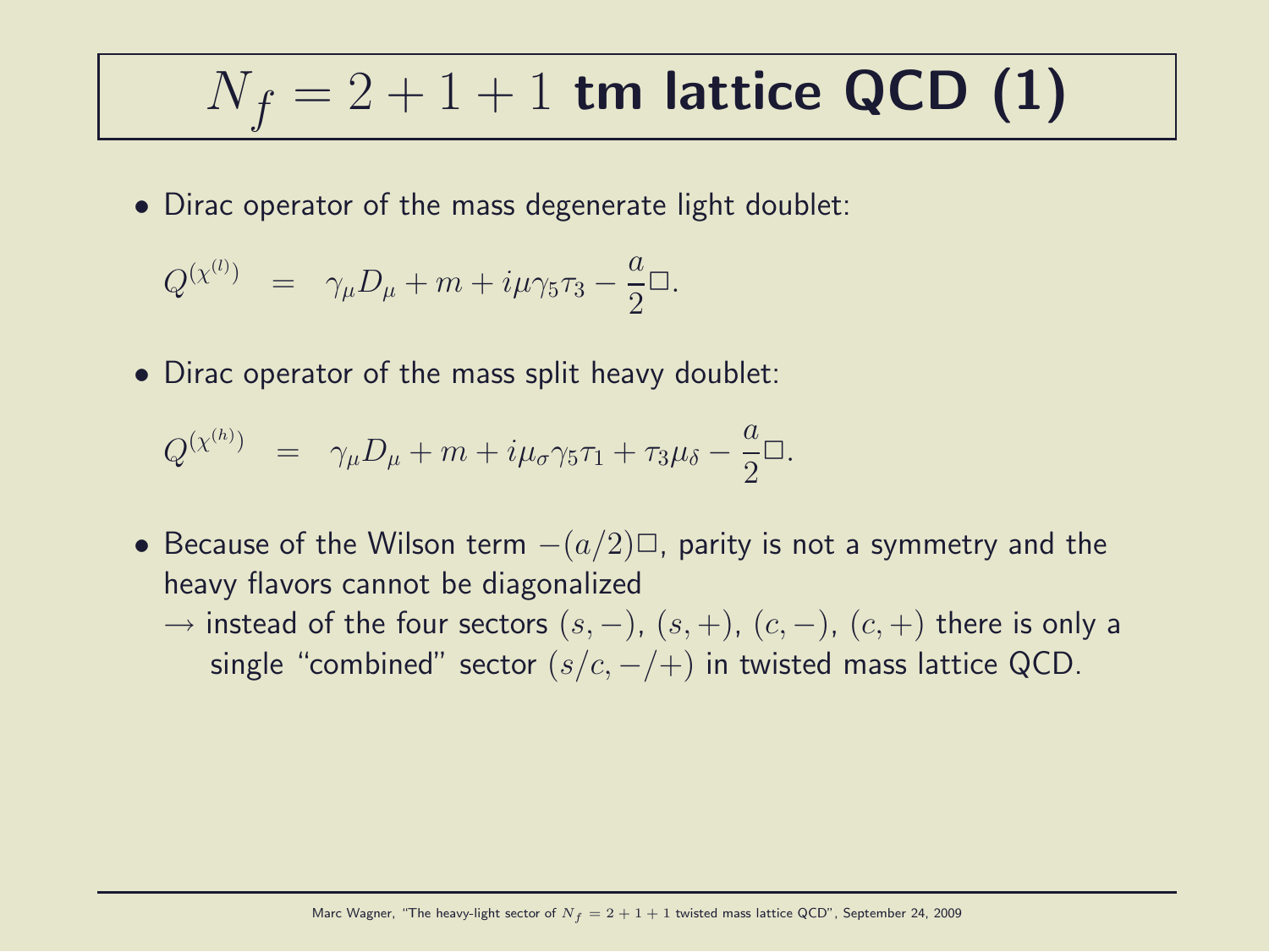# $N_f = 2+1+1$ tm lattice QCD (1)

- Dirac operator of the mass degenerate light doublet:

$$Q^{(\chi^{(l)})} \;\; = \;\; \gamma_\mu D_\mu + m + i\mu\gamma_5\tau_3 - \frac{a}{2}\Box.$$

- Dirac operator of the mass split heavy doublet:

$$Q^{(\chi^{(h)})} \;\; = \;\; \gamma_\mu D_\mu + m + i\mu_\sigma\gamma_5\tau_1 + \tau_3\mu_\delta - \frac{a}{2}\Box.$$

- Because of the Wilson term $-(a/2)\Box$, parity is not a symmetry and the heavy flavors cannot be diagonalized
  $\rightarrow$ instead of the four sectors $(s,-)$, $(s,+)$, $(c,-)$, $(c,+)$ there is only a single "combined" sector $(s/c,-/+)$ in twisted mass lattice QCD.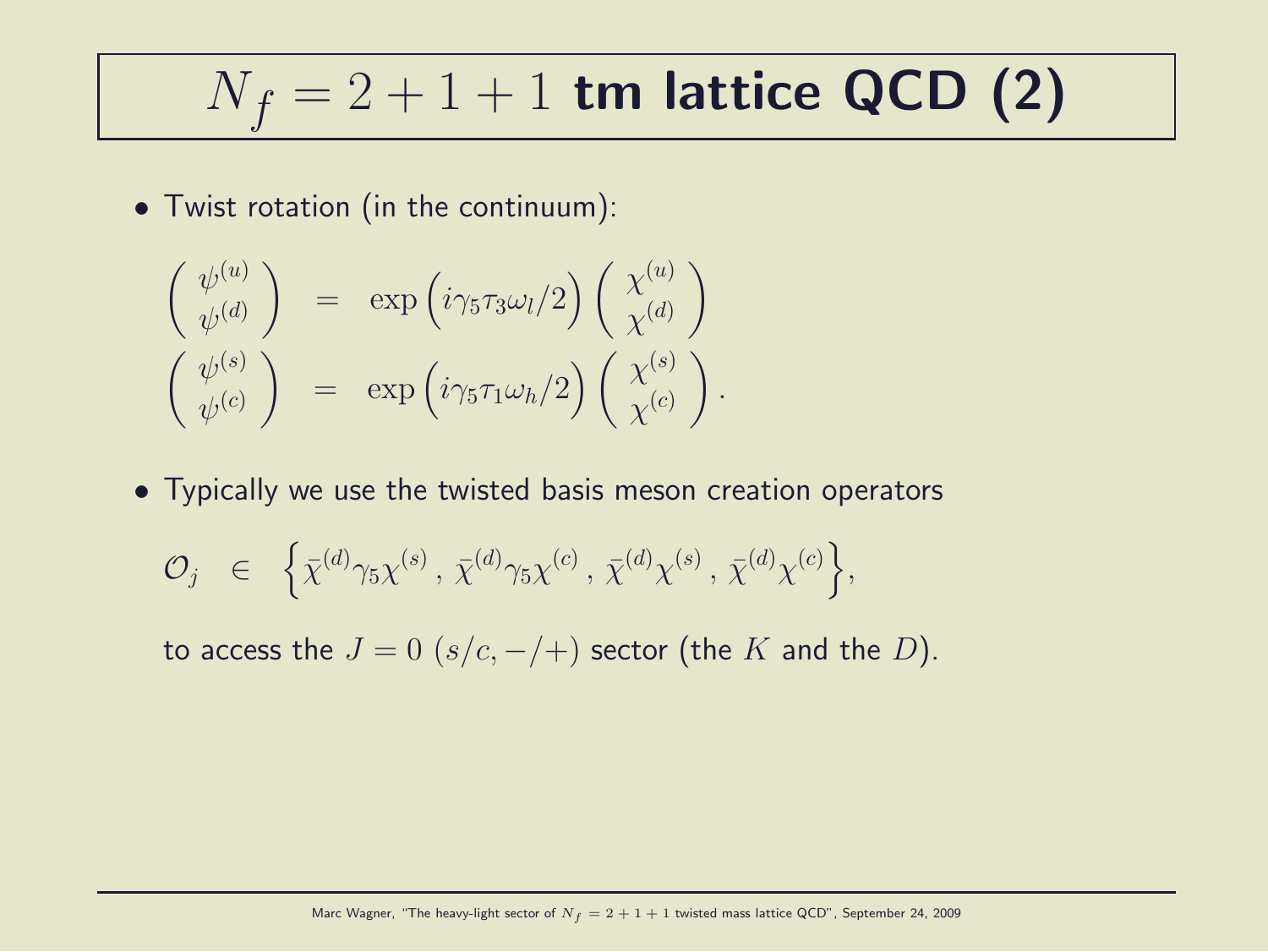# $N_f = 2+1+1$ tm lattice QCD (2)

- Twist rotation (in the continuum):

$$
\begin{aligned}
\begin{pmatrix} \psi^{(u)} \\ \psi^{(d)} \end{pmatrix} &= \exp\Big(i\gamma_5\tau_3\omega_l/2\Big) \begin{pmatrix} \chi^{(u)} \\ \chi^{(d)} \end{pmatrix} \\
\begin{pmatrix} \psi^{(s)} \\ \psi^{(c)} \end{pmatrix} &= \exp\Big(i\gamma_5\tau_1\omega_h/2\Big) \begin{pmatrix} \chi^{(s)} \\ \chi^{(c)} \end{pmatrix}.
\end{aligned}
$$

- Typically we use the twisted basis meson creation operators

$$
\mathcal{O}_j \quad \in \quad \Big\{\bar{\chi}^{(d)}\gamma_5\chi^{(s)}\,,\,\bar{\chi}^{(d)}\gamma_5\chi^{(c)}\,,\,\bar{\chi}^{(d)}\chi^{(s)}\,,\,\bar{\chi}^{(d)}\chi^{(c)}\Big\},
$$

  to access the $J=0$ $(s/c,-/+)$ sector (the $K$ and the $D$).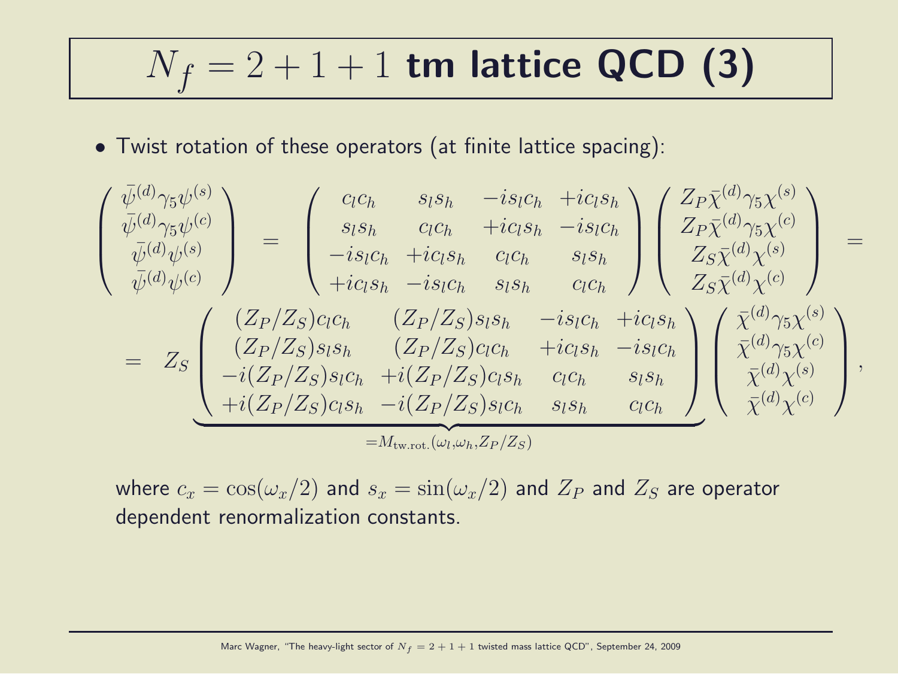# $N_f = 2+1+1$ tm lattice QCD (3)

- Twist rotation of these operators (at finite lattice spacing):

$$
\left(\begin{array}{c} \bar{\psi}^{(d)}\gamma_5\psi^{(s)} \\ \bar{\psi}^{(d)}\gamma_5\psi^{(c)} \\ \bar{\psi}^{(d)}\psi^{(s)} \\ \bar{\psi}^{(d)}\psi^{(c)} \end{array}\right) = \left(\begin{array}{cccc} c_l c_h & s_l s_h & -i s_l c_h & +i c_l s_h \\ s_l s_h & c_l c_h & +i c_l s_h & -i s_l c_h \\ -i s_l c_h & +i c_l s_h & c_l c_h & s_l s_h \\ +i c_l s_h & -i s_l c_h & s_l s_h & c_l c_h \end{array}\right) \left(\begin{array}{c} Z_P \bar{\chi}^{(d)}\gamma_5\chi^{(s)} \\ Z_P \bar{\chi}^{(d)}\gamma_5\chi^{(c)} \\ Z_S \bar{\chi}^{(d)}\chi^{(s)} \\ Z_S \bar{\chi}^{(d)}\chi^{(c)} \end{array}\right) =
$$

$$
= Z_S \underbrace{\left(\begin{array}{cccc} (Z_P/Z_S) c_l c_h & (Z_P/Z_S) s_l s_h & -i s_l c_h & +i c_l s_h \\ (Z_P/Z_S) s_l s_h & (Z_P/Z_S) c_l c_h & +i c_l s_h & -i s_l c_h \\ -i (Z_P/Z_S) s_l c_h & +i (Z_P/Z_S) c_l s_h & c_l c_h & s_l s_h \\ +i (Z_P/Z_S) c_l s_h & -i (Z_P/Z_S) s_l c_h & s_l s_h & c_l c_h \end{array}\right)}_{= M_{\textrm{tw.rot.}}(\omega_l, \omega_h, Z_P/Z_S)} \left(\begin{array}{c} \bar{\chi}^{(d)}\gamma_5\chi^{(s)} \\ \bar{\chi}^{(d)}\gamma_5\chi^{(c)} \\ \bar{\chi}^{(d)}\chi^{(s)} \\ \bar{\chi}^{(d)}\chi^{(c)} \end{array}\right),
$$

where $c_x = \cos(\omega_x/2)$ and $s_x = \sin(\omega_x/2)$ and $Z_P$ and $Z_S$ are operator dependent renormalization constants.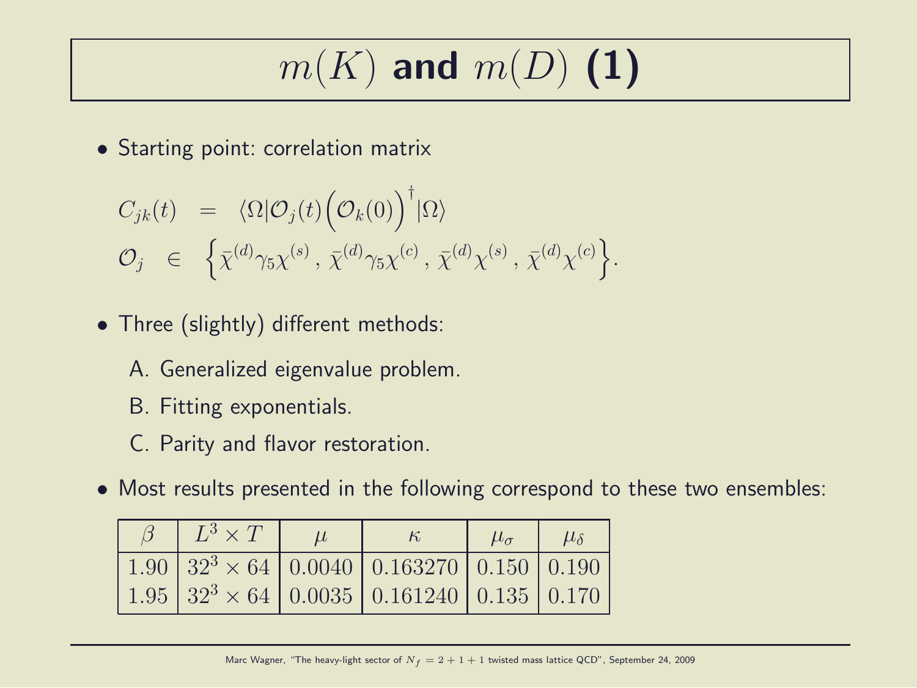# $m(K)$ and $m(D)$ (1)

- Starting point: correlation matrix

$$
\begin{aligned}
C_{jk}(t) &= \langle\Omega|\mathcal{O}_j(t)\Big(\mathcal{O}_k(0)\Big)^\dagger|\Omega\rangle \\
\mathcal{O}_j &\in \Big\{\bar{\chi}^{(d)}\gamma_5\chi^{(s)}\,,\,\bar{\chi}^{(d)}\gamma_5\chi^{(c)}\,,\,\bar{\chi}^{(d)}\chi^{(s)}\,,\,\bar{\chi}^{(d)}\chi^{(c)}\Big\}.
\end{aligned}
$$

- Three (slightly) different methods:
  - A. Generalized eigenvalue problem.
  - B. Fitting exponentials.
  - C. Parity and flavor restoration.

- Most results presented in the following correspond to these two ensembles:

| $\beta$ | $L^3 \times T$ | $\mu$ | $\kappa$ | $\mu_\sigma$ | $\mu_\delta$ |
|---|---|---|---|---|---|
| 1.90 | $32^3 \times 64$ | 0.0040 | 0.163270 | 0.150 | 0.190 |
| 1.95 | $32^3 \times 64$ | 0.0035 | 0.161240 | 0.135 | 0.170 |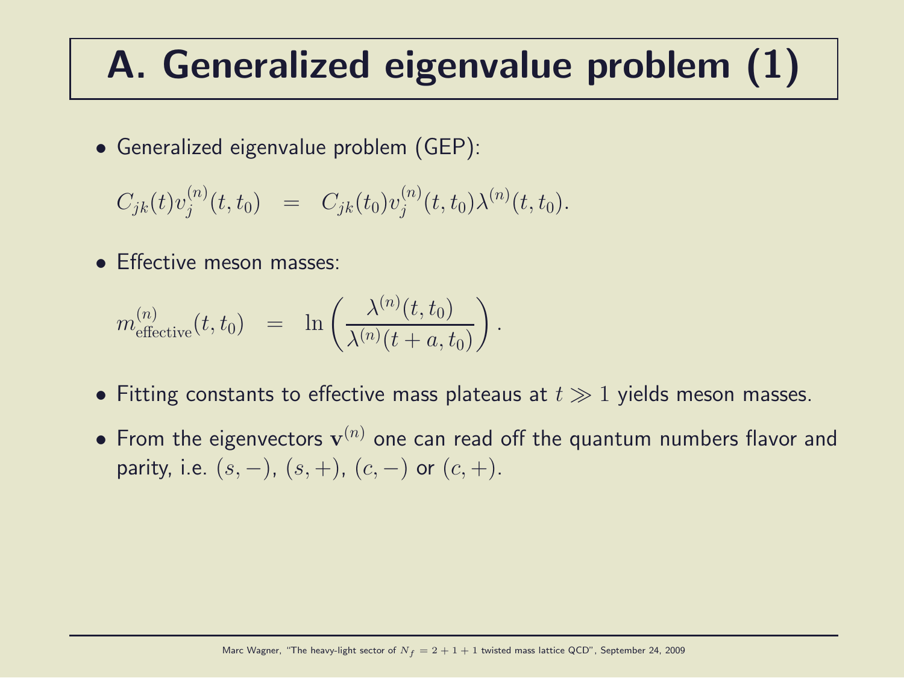# A. Generalized eigenvalue problem (1)

- Generalized eigenvalue problem (GEP):

$$C_{jk}(t)v_j^{(n)}(t,t_0) \quad = \quad C_{jk}(t_0)v_j^{(n)}(t,t_0)\lambda^{(n)}(t,t_0).$$

- Effective meson masses:

$$m_{\text{effective}}^{(n)}(t,t_0) \quad = \quad \ln\left(\frac{\lambda^{(n)}(t,t_0)}{\lambda^{(n)}(t+a,t_0)}\right).$$

- Fitting constants to effective mass plateaus at $t \gg 1$ yields meson masses.
- From the eigenvectors $\mathbf{v}^{(n)}$ one can read off the quantum numbers flavor and parity, i.e. $(s,-)$, $(s,+)$, $(c,-)$ or $(c,+)$.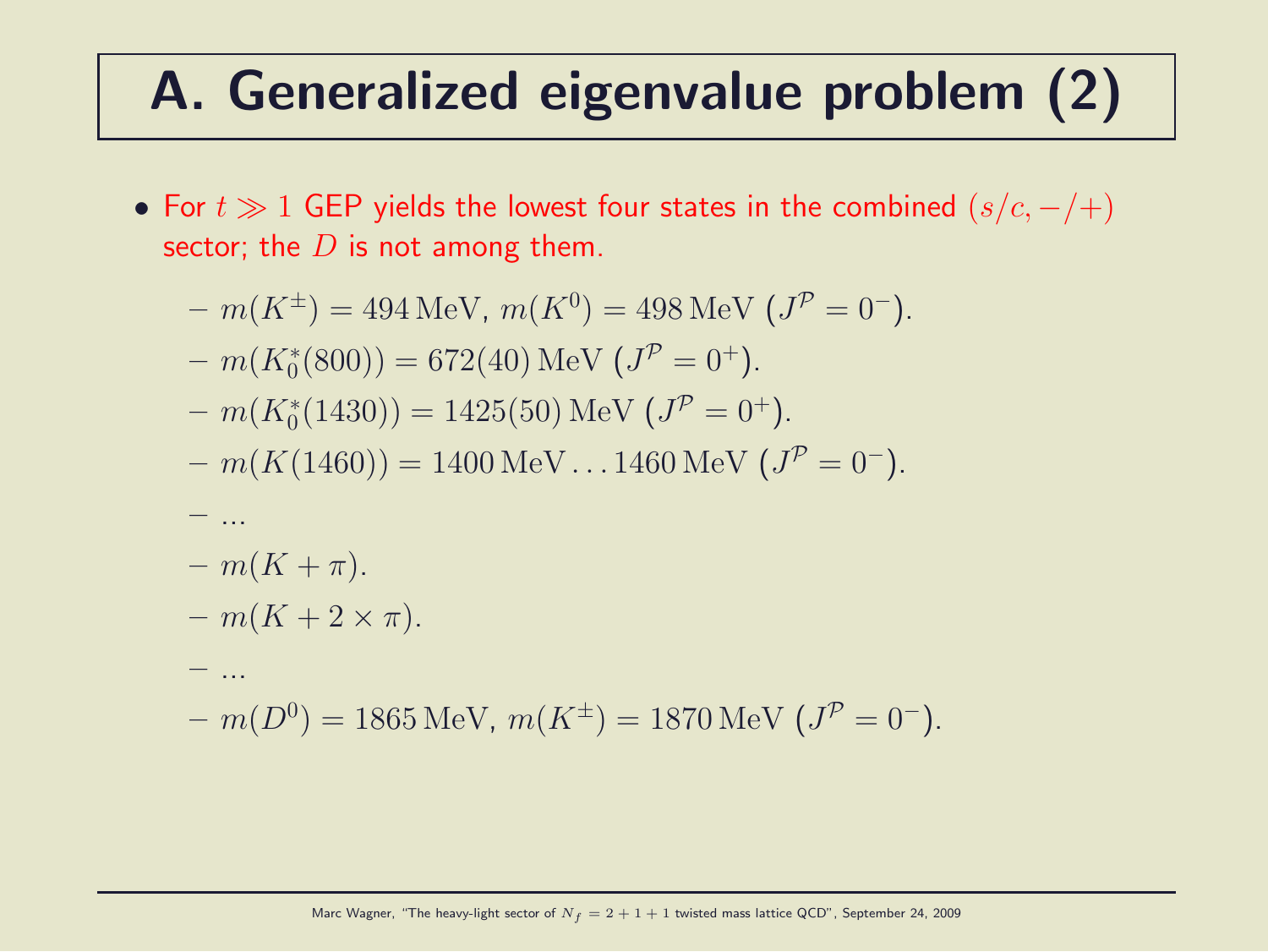# A. Generalized eigenvalue problem (2)

- For $t \gg 1$ GEP yields the lowest four states in the combined $(s/c, -/+)$ sector; the $D$ is not among them.
  - $m(K^\pm) = 494\,\text{MeV}$, $m(K^0) = 498\,\text{MeV}$ $(J^\mathcal{P} = 0^-)$.
  - $m(K_0^*(800)) = 672(40)\,\text{MeV}$ $(J^\mathcal{P} = 0^+)$.
  - $m(K_0^*(1430)) = 1425(50)\,\text{MeV}$ $(J^\mathcal{P} = 0^+)$.
  - $m(K(1460)) = 1400\,\text{MeV} \ldots 1460\,\text{MeV}$ $(J^\mathcal{P} = 0^-)$.
  - ...
  - $m(K + \pi)$.
  - $m(K + 2 \times \pi)$.
  - ...
  - $m(D^0) = 1865\,\text{MeV}$, $m(K^\pm) = 1870\,\text{MeV}$ $(J^\mathcal{P} = 0^-)$.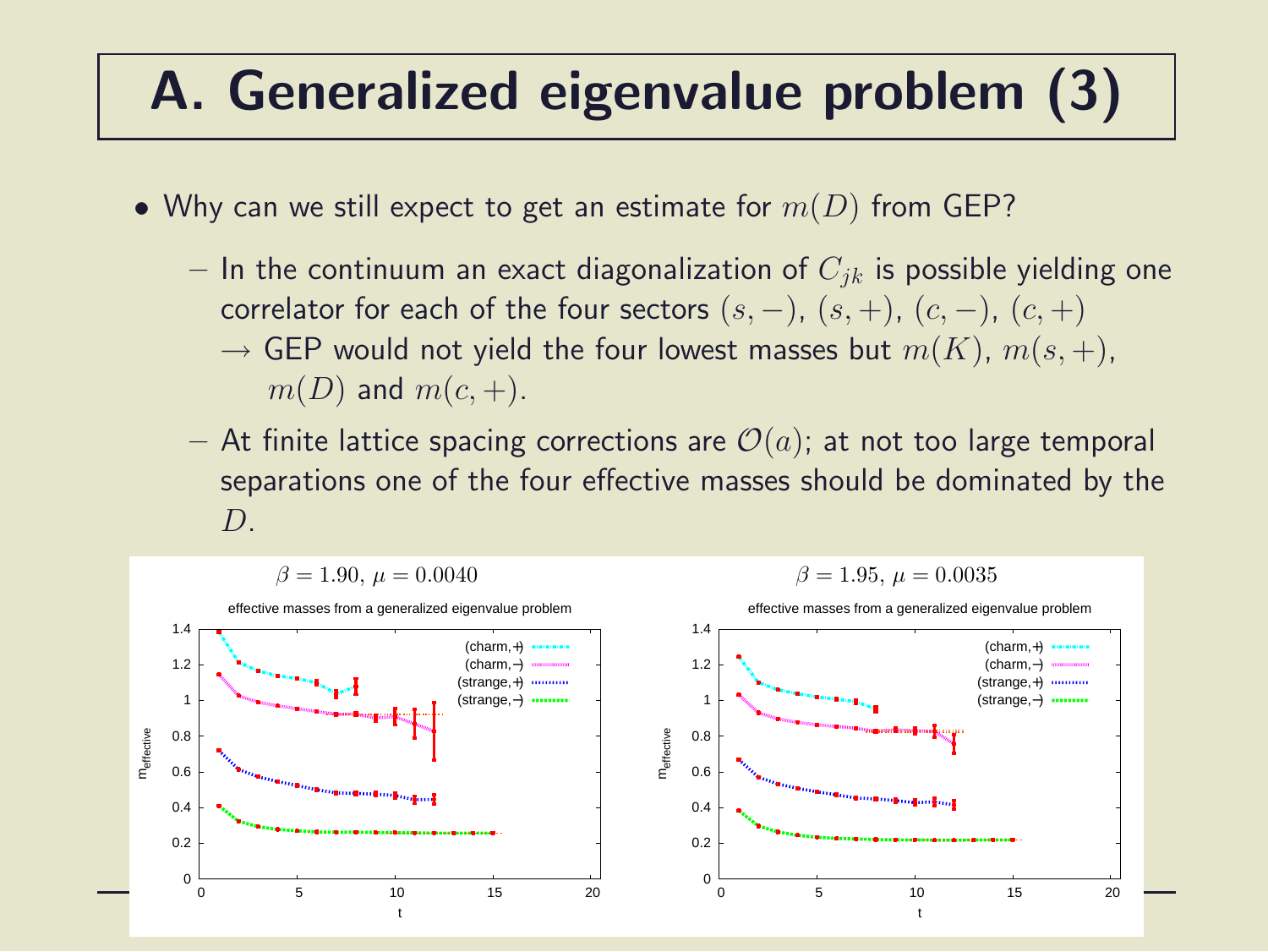# A. Generalized eigenvalue problem (3)

- Why can we still expect to get an estimate for $m(D)$ from GEP?
  - In the continuum an exact diagonalization of $C_{jk}$ is possible yielding one correlator for each of the four sectors $(s,-)$, $(s,+)$, $(c,-)$, $(c,+)$
    $\rightarrow$ GEP would not yield the four lowest masses but $m(K)$, $m(s,+)$, $m(D)$ and $m(c,+)$.
  - At finite lattice spacing corrections are $\mathcal{O}(a)$; at not too large temporal separations one of the four effective masses should be dominated by the $D$.

$\beta = 1.90$, $\mu = 0.0040$

$\beta = 1.95$, $\mu = 0.0035$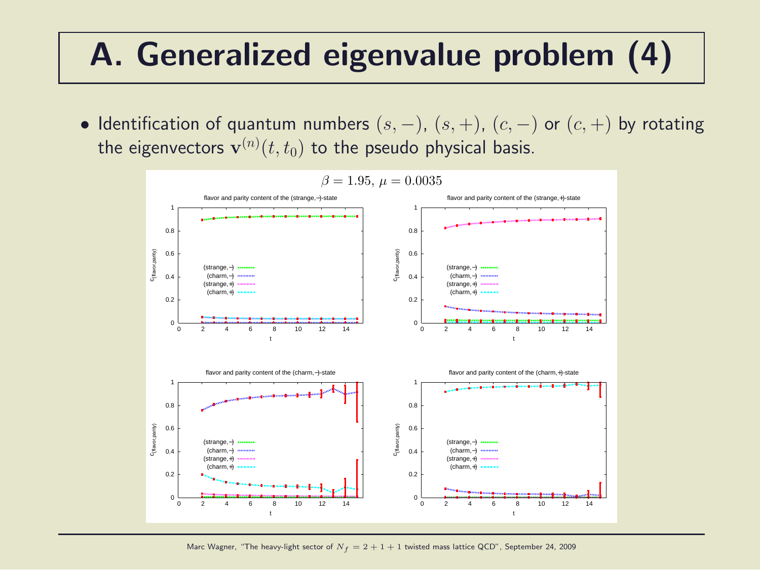# A. Generalized eigenvalue problem (4)

- Identification of quantum numbers $(s, -)$, $(s, +)$, $(c, -)$ or $(c, +)$ by rotating the eigenvectors $\mathbf{v}^{(n)}(t, t_0)$ to the pseudo physical basis.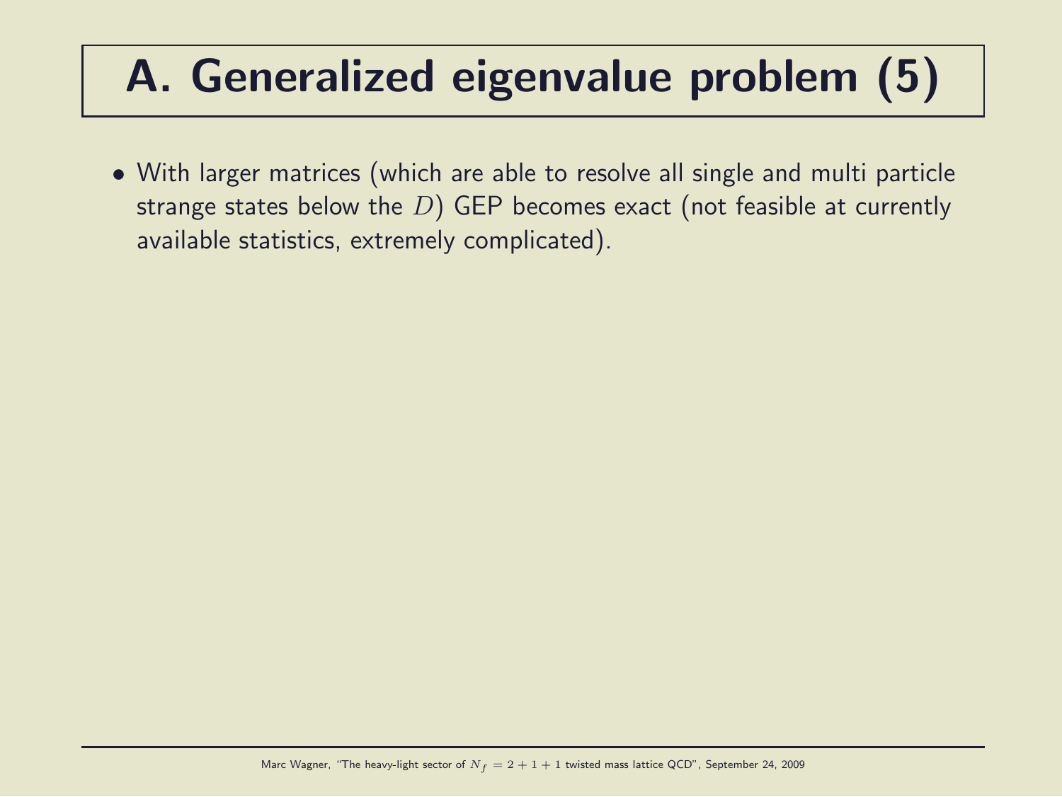# A. Generalized eigenvalue problem (5)

- With larger matrices (which are able to resolve all single and multi particle strange states below the $D$) GEP becomes exact (not feasible at currently available statistics, extremely complicated).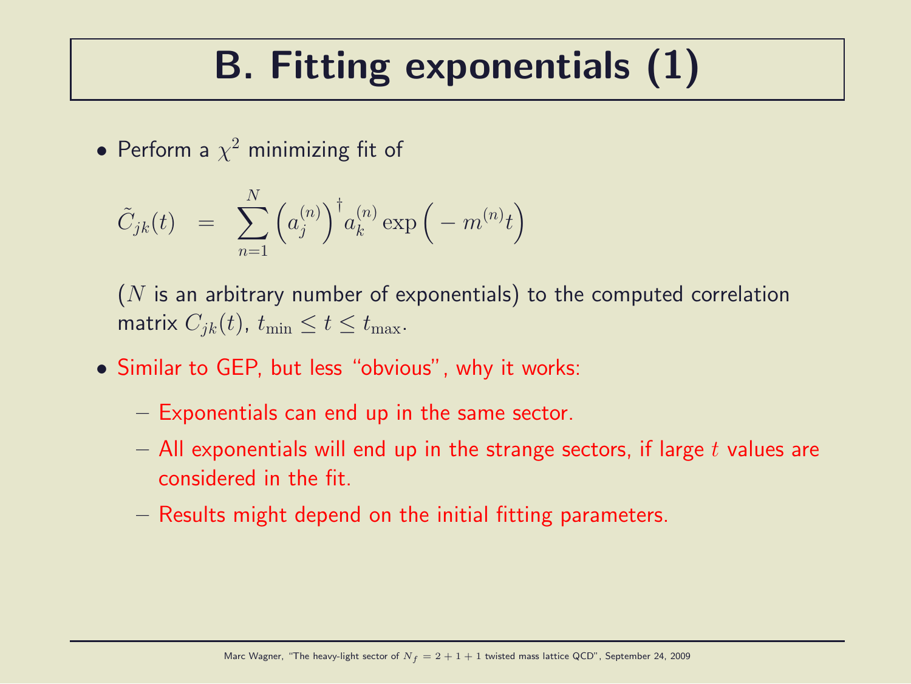# B. Fitting exponentials (1)

- Perform a $\chi^2$ minimizing fit of

$$\tilde{C}_{jk}(t) \;\; = \;\; \sum_{n=1}^{N} \Big(a_j^{(n)}\Big)^\dagger a_k^{(n)} \exp\Big(-m^{(n)} t\Big)$$

($N$ is an arbitrary number of exponentials) to the computed correlation matrix $C_{jk}(t)$, $t_\mathrm{min} \leq t \leq t_\mathrm{max}$.

- Similar to GEP, but less "obvious", why it works:
  - Exponentials can end up in the same sector.
  - All exponentials will end up in the strange sectors, if large $t$ values are considered in the fit.
  - Results might depend on the initial fitting parameters.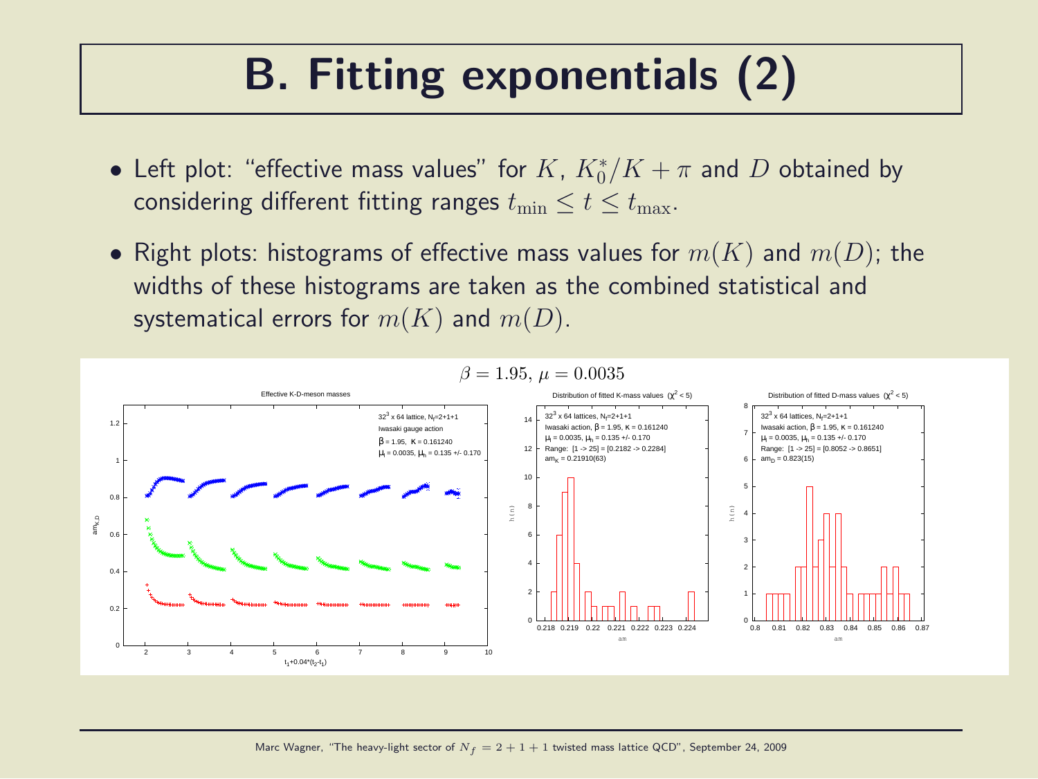# B. Fitting exponentials (2)

- Left plot: "effective mass values" for $K$, $K_0^*/K + \pi$ and $D$ obtained by considering different fitting ranges $t_{\mathrm{min}} \leq t \leq t_{\mathrm{max}}$.
- Right plots: histograms of effective mass values for $m(K)$ and $m(D)$; the widths of these histograms are taken as the combined statistical and systematical errors for $m(K)$ and $m(D)$.

$\beta = 1.95$, $\mu = 0.0035$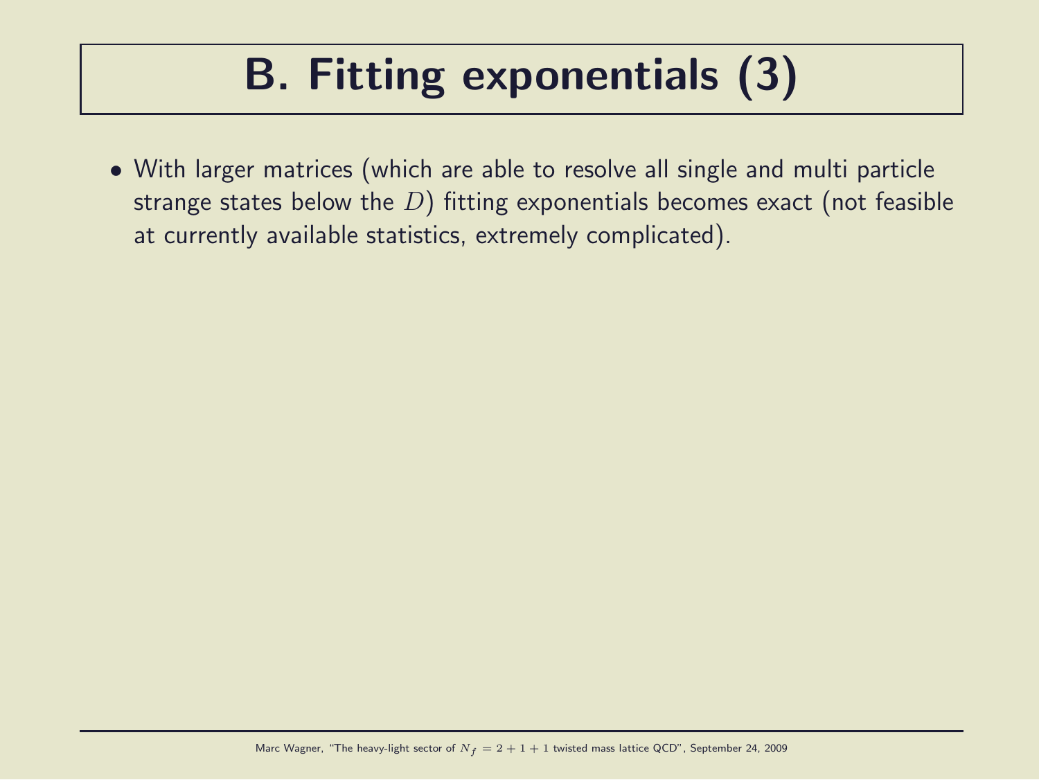# B. Fitting exponentials (3)

- With larger matrices (which are able to resolve all single and multi particle strange states below the $D$) fitting exponentials becomes exact (not feasible at currently available statistics, extremely complicated).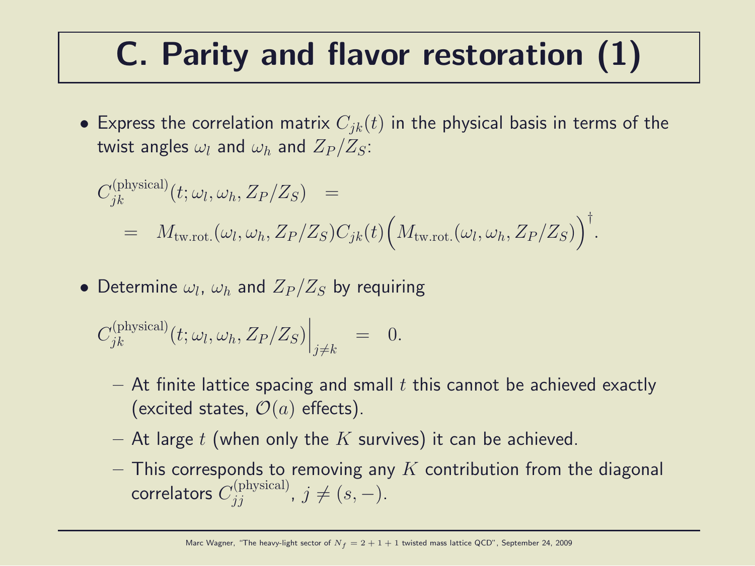# C. Parity and flavor restoration (1)

- Express the correlation matrix $C_{jk}(t)$ in the physical basis in terms of the twist angles $\omega_l$ and $\omega_h$ and $Z_P/Z_S$:

$$
\begin{aligned}
C_{jk}^{(\mathrm{physical})}(t;\omega_l,\omega_h,Z_P/Z_S) \quad &= \\
&= \quad M_{\mathrm{tw.rot.}}(\omega_l,\omega_h,Z_P/Z_S) C_{jk}(t) \Big(M_{\mathrm{tw.rot.}}(\omega_l,\omega_h,Z_P/Z_S)\Big)^\dagger .
\end{aligned}
$$

- Determine $\omega_l$, $\omega_h$ and $Z_P/Z_S$ by requiring

$$
C_{jk}^{(\mathrm{physical})}(t;\omega_l,\omega_h,Z_P/Z_S)\Big|_{j\neq k} \quad = \quad 0.
$$

  - At finite lattice spacing and small $t$ this cannot be achieved exactly (excited states, $\mathcal{O}(a)$ effects).
  - At large $t$ (when only the $K$ survives) it can be achieved.
  - This corresponds to removing any $K$ contribution from the diagonal correlators $C_{jj}^{(\mathrm{physical})}$, $j \neq (s,-)$.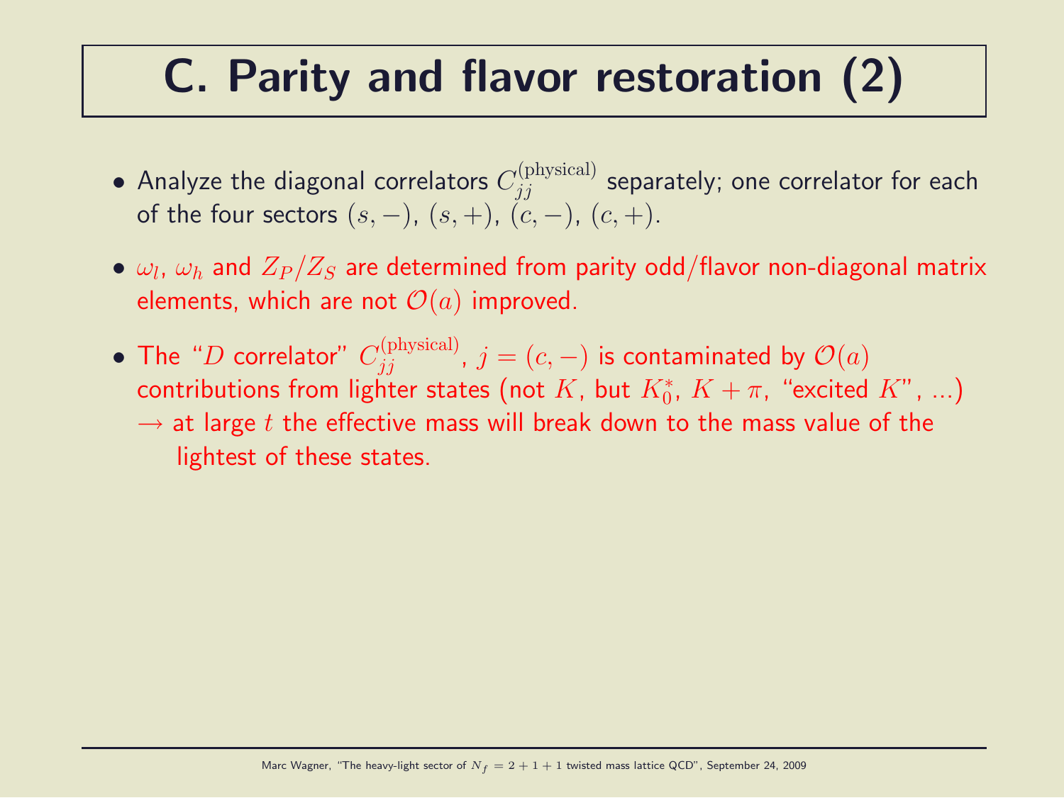# C. Parity and flavor restoration (2)

- Analyze the diagonal correlators $C_{jj}^{(\mathrm{physical})}$ separately; one correlator for each of the four sectors $(s,-)$, $(s,+)$, $(c,-)$, $(c,+)$.
- $\omega_l$, $\omega_h$ and $Z_P/Z_S$ are determined from parity odd/flavor non-diagonal matrix elements, which are not $\mathcal{O}(a)$ improved.
- The "$D$ correlator" $C_{jj}^{(\mathrm{physical})}$, $j = (c,-)$ is contaminated by $\mathcal{O}(a)$ contributions from lighter states (not $K$, but $K_0^*$, $K + \pi$, "excited $K$", ...)
  $\rightarrow$ at large $t$ the effective mass will break down to the mass value of the lightest of these states.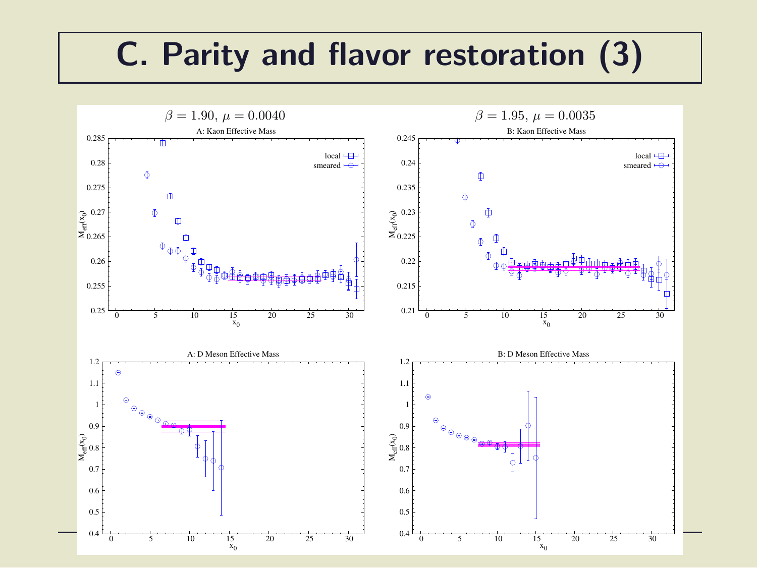# C. Parity and flavor restoration (3)

$\beta = 1.90,\ \mu = 0.0040$

$\beta = 1.95,\ \mu = 0.0035$

A: Kaon Effective Mass

B: Kaon Effective Mass

A: D Meson Effective Mass

B: D Meson Effective Mass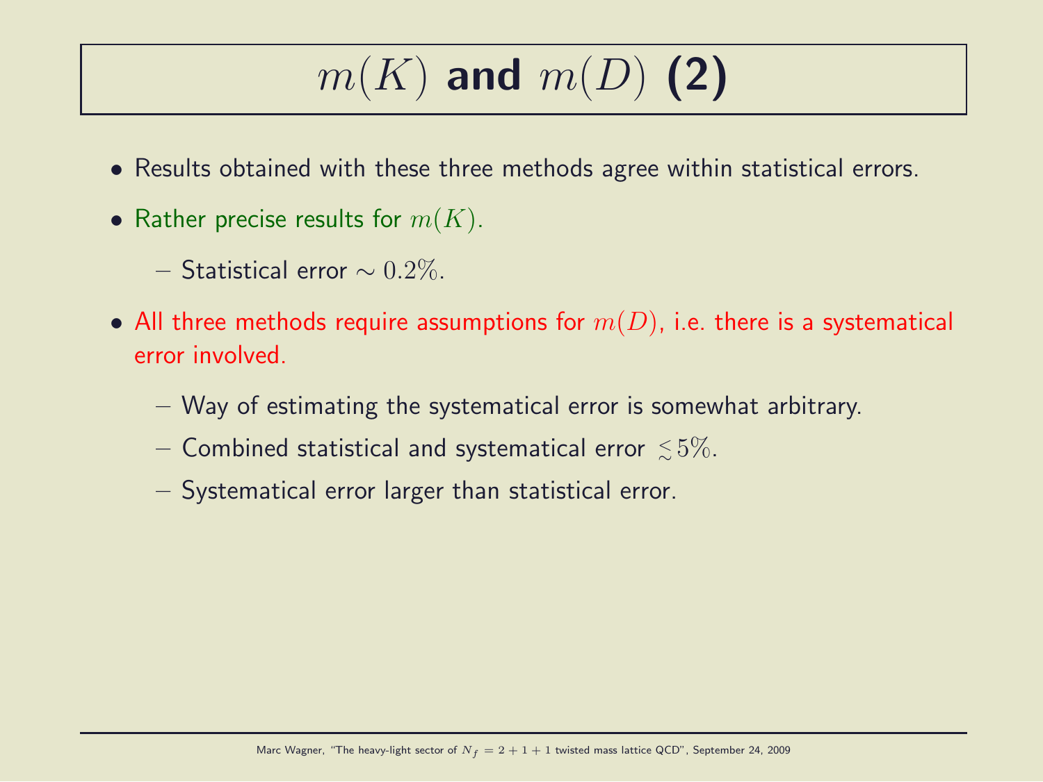# $m(K)$ and $m(D)$ (2)

- Results obtained with these three methods agree within statistical errors.
- Rather precise results for $m(K)$.
  - Statistical error $\sim 0.2\%$.
- All three methods require assumptions for $m(D)$, i.e. there is a systematical error involved.
  - Way of estimating the systematical error is somewhat arbitrary.
  - Combined statistical and systematical error $\lesssim 5\%$.
  - Systematical error larger than statistical error.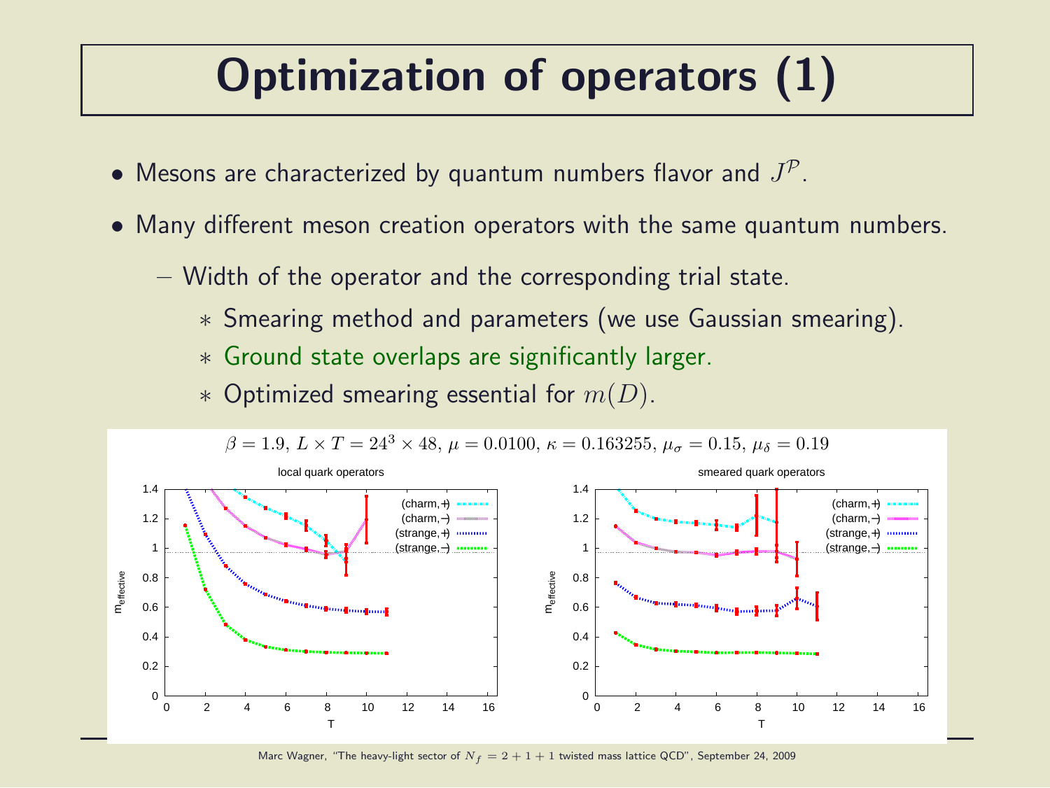# Optimization of operators (1)

- Mesons are characterized by quantum numbers flavor and $J^{\mathcal{P}}$.
- Many different meson creation operators with the same quantum numbers.
  - Width of the operator and the corresponding trial state.
    - Smearing method and parameters (we use Gaussian smearing).
    - Ground state overlaps are significantly larger.
    - Optimized smearing essential for $m(D)$.

$\beta = 1.9$, $L \times T = 24^3 \times 48$, $\mu = 0.0100$, $\kappa = 0.163255$, $\mu_\sigma = 0.15$, $\mu_\delta = 0.19$

local quark operators | smeared quark operators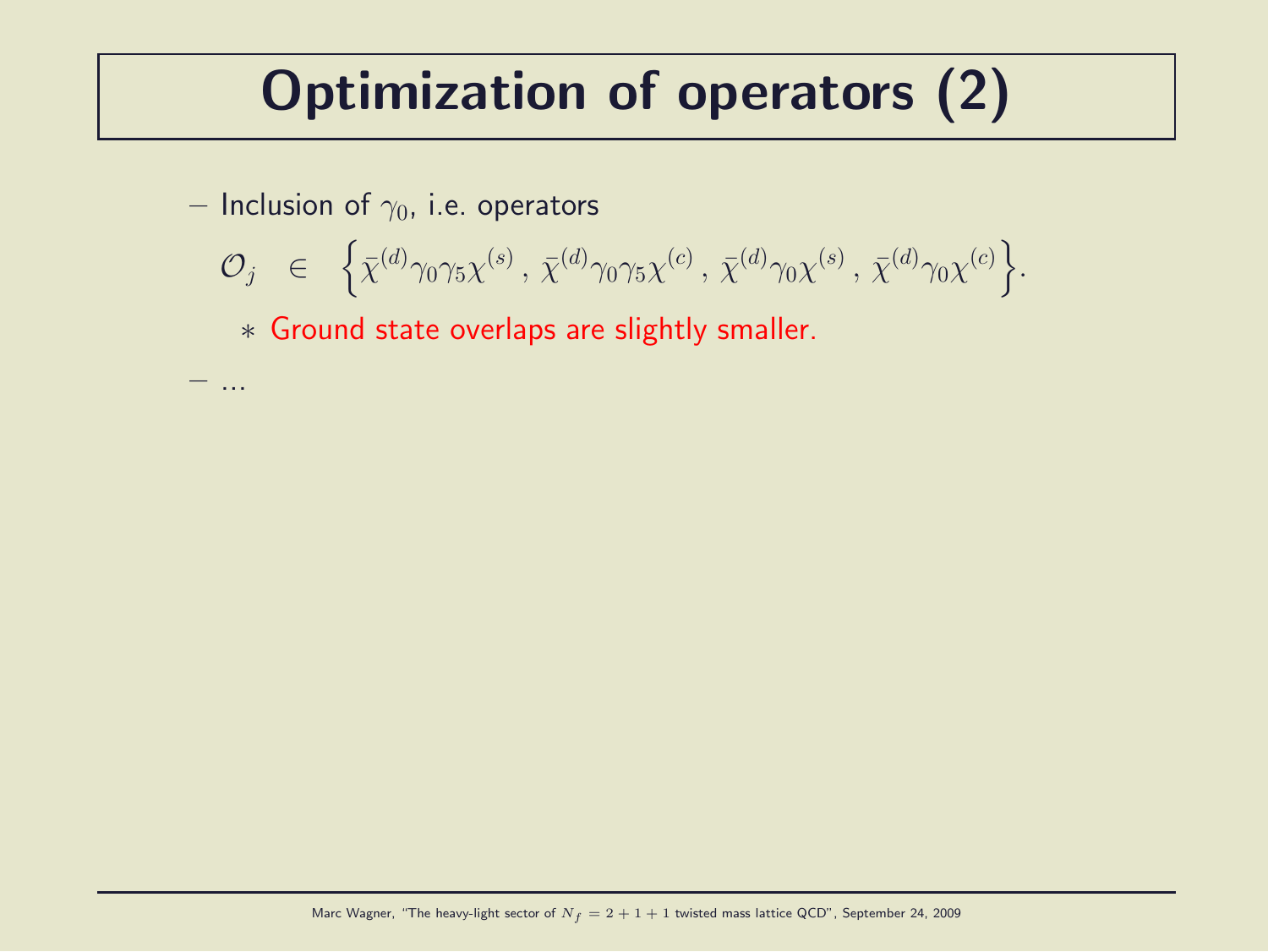# Optimization of operators (2)

– Inclusion of $\gamma_0$, i.e. operators

$$\mathcal{O}_j \quad \in \quad \Big\{\bar{\chi}^{(d)}\gamma_0\gamma_5\chi^{(s)}\,,\,\bar{\chi}^{(d)}\gamma_0\gamma_5\chi^{(c)}\,,\,\bar{\chi}^{(d)}\gamma_0\chi^{(s)}\,,\,\bar{\chi}^{(d)}\gamma_0\chi^{(c)}\Big\}.$$

  * Ground state overlaps are slightly smaller.

– ...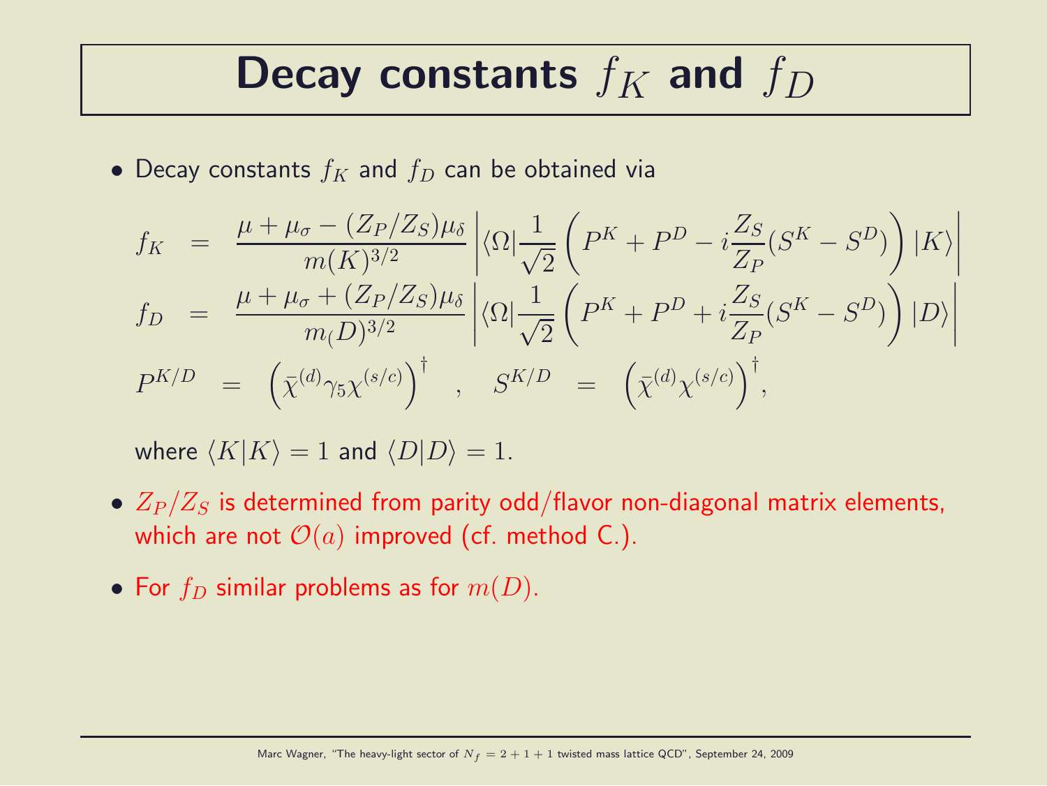# Decay constants $f_K$ and $f_D$

- Decay constants $f_K$ and $f_D$ can be obtained via

$$
\begin{aligned}
f_K &= \frac{\mu + \mu_\sigma - (Z_P/Z_S)\mu_\delta}{m(K)^{3/2}} \left| \langle \Omega | \frac{1}{\sqrt{2}} \left( P^K + P^D - i\frac{Z_S}{Z_P}(S^K - S^D) \right) |K\rangle \right| \\
f_D &= \frac{\mu + \mu_\sigma + (Z_P/Z_S)\mu_\delta}{m_(D)^{3/2}} \left| \langle \Omega | \frac{1}{\sqrt{2}} \left( P^K + P^D + i\frac{Z_S}{Z_P}(S^K - S^D) \right) |D\rangle \right| \\
P^{K/D} &= \left( \bar{\chi}^{(d)} \gamma_5 \chi^{(s/c)} \right)^\dagger \quad , \quad S^{K/D} = \left( \bar{\chi}^{(d)} \chi^{(s/c)} \right)^\dagger ,
\end{aligned}
$$

  where $\langle K|K\rangle = 1$ and $\langle D|D\rangle = 1$.

- $Z_P/Z_S$ is determined from parity odd/flavor non-diagonal matrix elements, which are not $\mathcal{O}(a)$ improved (cf. method C.).

- For $f_D$ similar problems as for $m(D)$.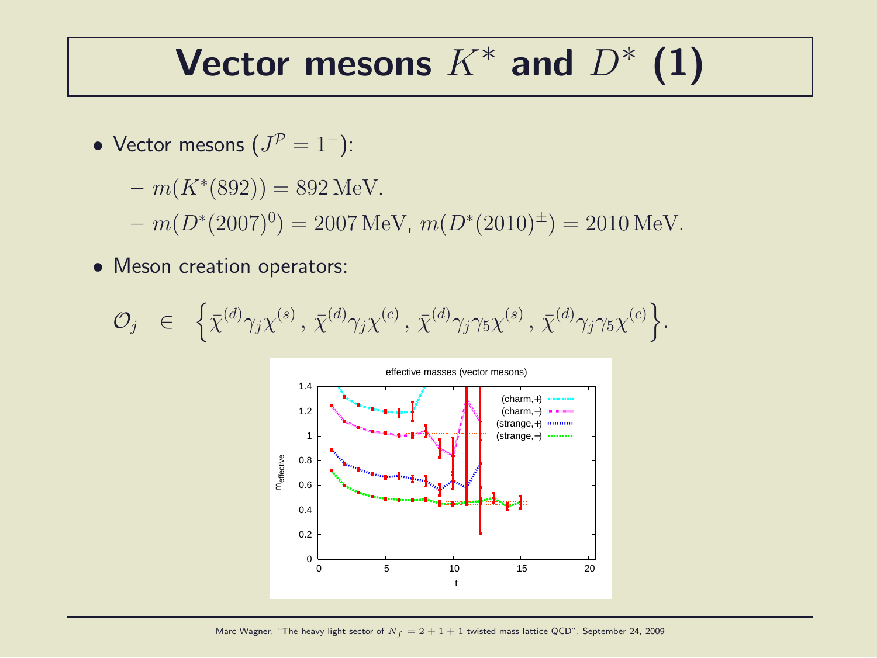# Vector mesons $K^*$ and $D^*$ (1)

- Vector mesons ($J^{\mathcal{P}} = 1^-$):
  - $m(K^*(892)) = 892\,\mathrm{MeV}$.
  - $m(D^*(2007)^0) = 2007\,\mathrm{MeV}$, $m(D^*(2010)^\pm) = 2010\,\mathrm{MeV}$.
- Meson creation operators:

$$\mathcal{O}_j \quad \in \quad \Big\{ \bar{\chi}^{(d)} \gamma_j \chi^{(s)} \, , \, \bar{\chi}^{(d)} \gamma_j \chi^{(c)} \, , \, \bar{\chi}^{(d)} \gamma_j \gamma_5 \chi^{(s)} \, , \, \bar{\chi}^{(d)} \gamma_j \gamma_5 \chi^{(c)} \Big\}.$$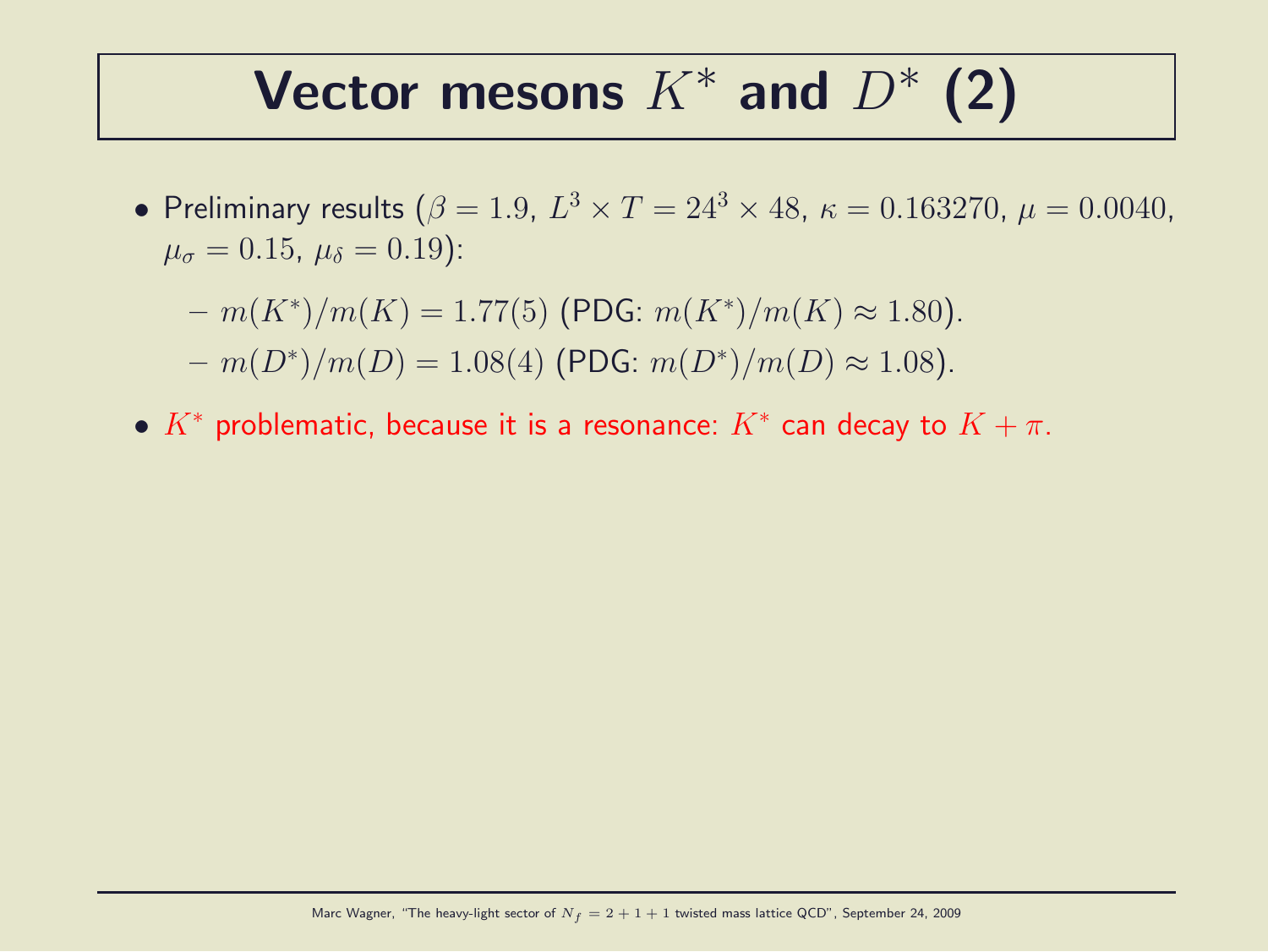# Vector mesons $K^*$ and $D^*$ (2)

- Preliminary results ($\beta = 1.9$, $L^3 \times T = 24^3 \times 48$, $\kappa = 0.163270$, $\mu = 0.0040$, $\mu_\sigma = 0.15$, $\mu_\delta = 0.19$):
  - $m(K^*)/m(K) = 1.77(5)$ (PDG: $m(K^*)/m(K) \approx 1.80$).
  - $m(D^*)/m(D) = 1.08(4)$ (PDG: $m(D^*)/m(D) \approx 1.08$).
- $K^*$ problematic, because it is a resonance: $K^*$ can decay to $K + \pi$.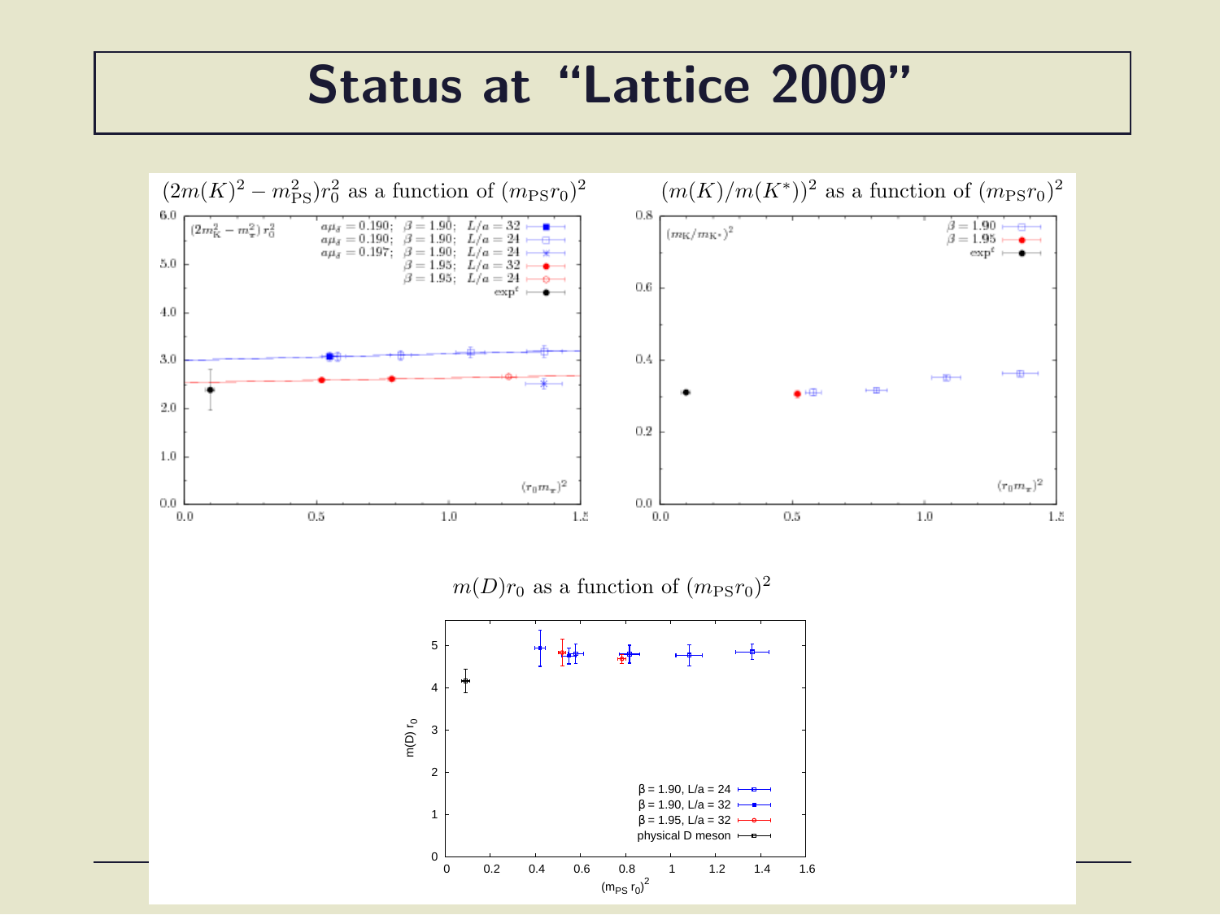# Status at “Lattice 2009”

$(2m(K)^2 - m_{\rm PS}^2)r_0^2$ as a function of $(m_{\rm PS}r_0)^2$

$(m(K)/m(K^*))^2$ as a function of $(m_{\rm PS}r_0)^2$

$m(D)r_0$ as a function of $(m_{\rm PS}r_0)^2$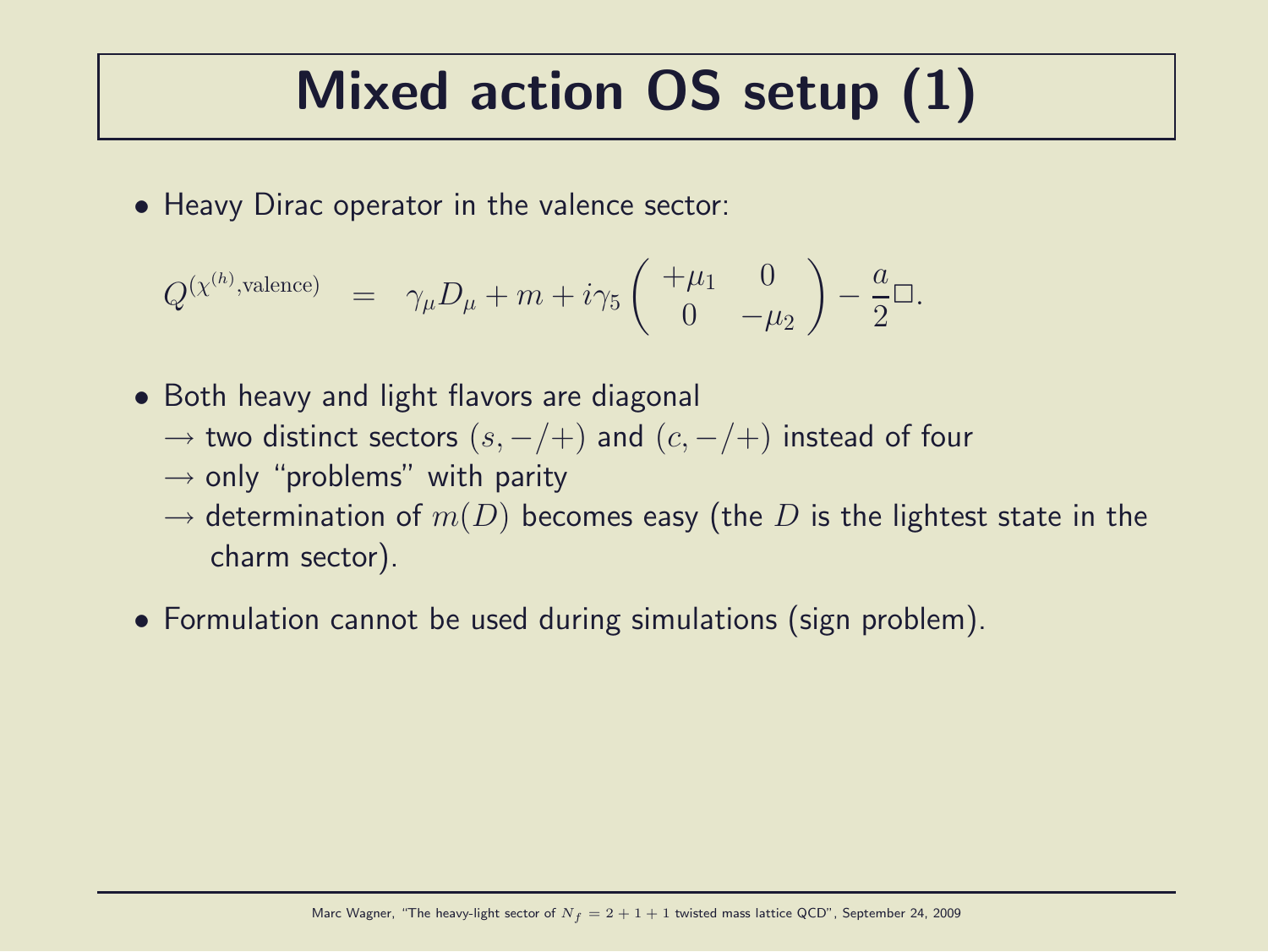# Mixed action OS setup (1)

- Heavy Dirac operator in the valence sector:

$$Q^{(\chi^{(h)},\text{valence})} \quad = \quad \gamma_\mu D_\mu + m + i\gamma_5 \left( \begin{array}{cc} +\mu_1 & 0 \\ 0 & -\mu_2 \end{array} \right) - \frac{a}{2}\Box.$$

- Both heavy and light flavors are diagonal
  $\rightarrow$ two distinct sectors $(s, -/+)$ and $(c, -/+)$ instead of four
  $\rightarrow$ only "problems" with parity
  $\rightarrow$ determination of $m(D)$ becomes easy (the $D$ is the lightest state in the charm sector).

- Formulation cannot be used during simulations (sign problem).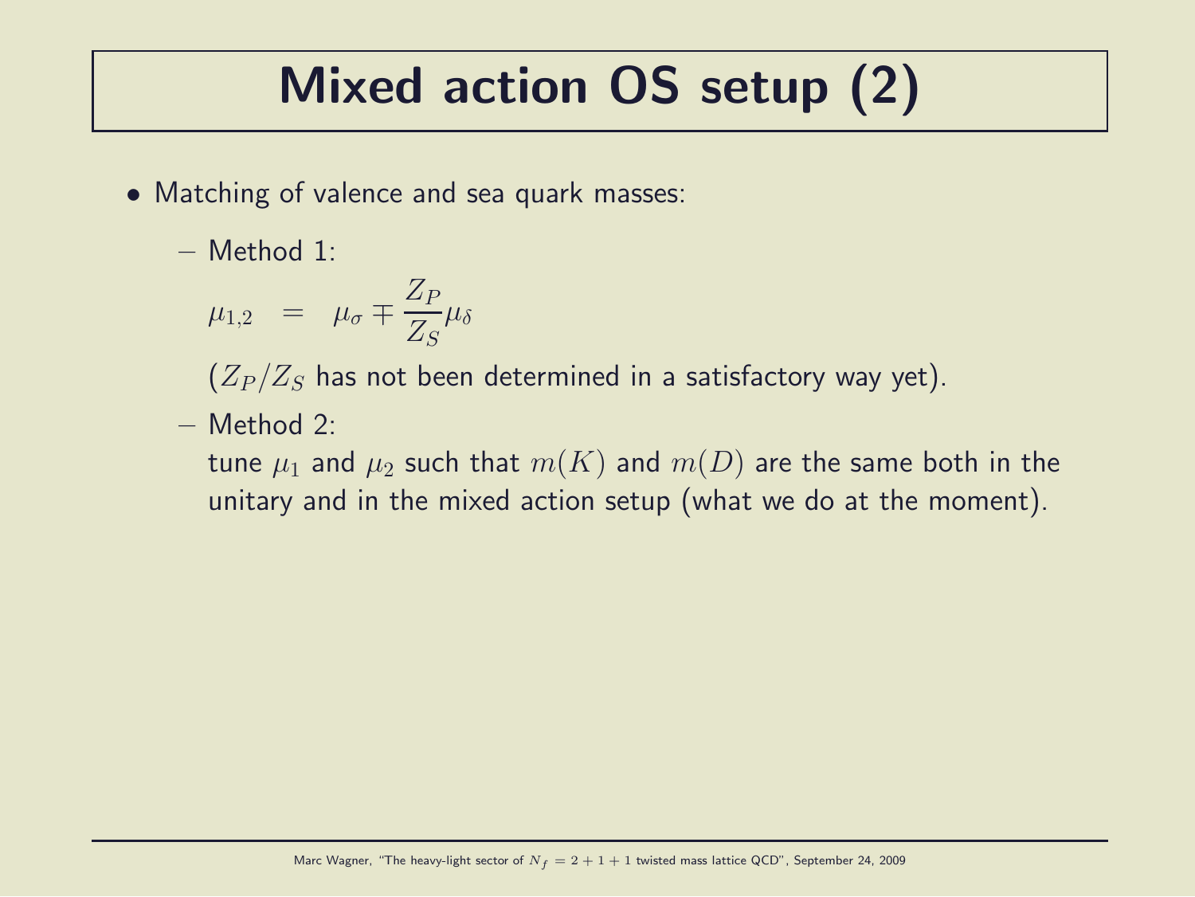# Mixed action OS setup (2)

- Matching of valence and sea quark masses:
  - Method 1:

    $$\mu_{1,2} = \mu_\sigma \mp \frac{Z_P}{Z_S}\mu_\delta$$

    ($Z_P/Z_S$ has not been determined in a satisfactory way yet).
  - Method 2:
    tune $\mu_1$ and $\mu_2$ such that $m(K)$ and $m(D)$ are the same both in the unitary and in the mixed action setup (what we do at the moment).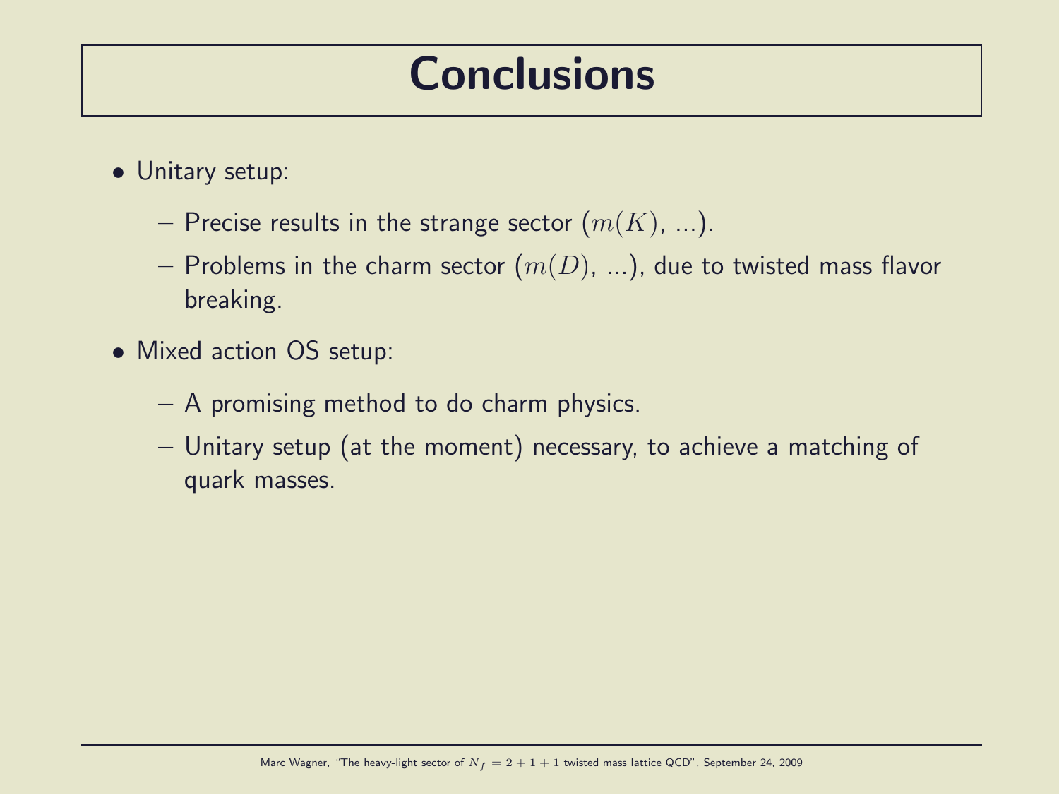# Conclusions

- Unitary setup:
  - Precise results in the strange sector ($m(K)$, ...).
  - Problems in the charm sector ($m(D)$, ...), due to twisted mass flavor breaking.
- Mixed action OS setup:
  - A promising method to do charm physics.
  - Unitary setup (at the moment) necessary, to achieve a matching of quark masses.